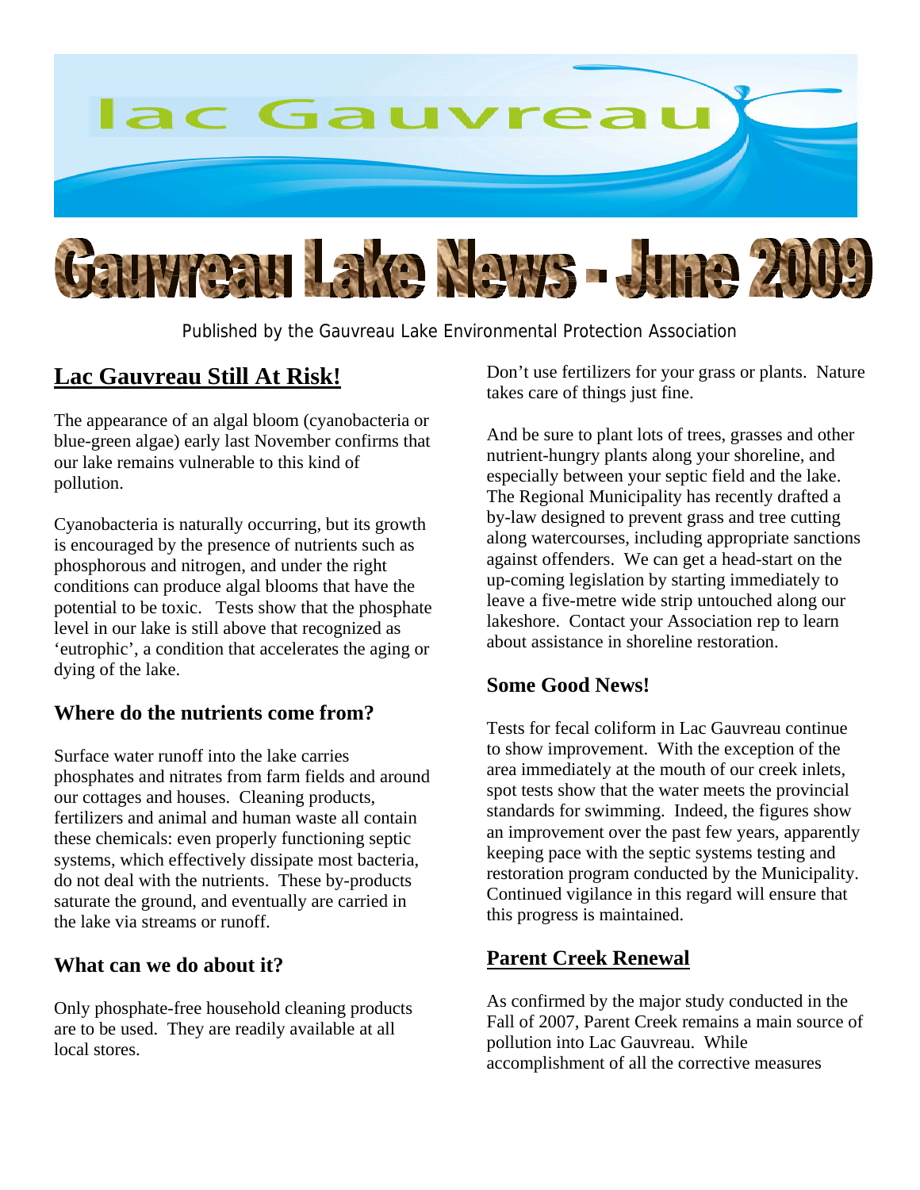lac Gauvreau

# Gauvreau Lake News - June 2009

Published by the Gauvreau Lake Environmental Protection Association

## Lac Gauvreau Still At Risk!

The appearance of an algal bloom (cyanobacteria or blue-green algae) early last November confirms that our lake remains vulnerable to this kind of pollution.

Cyanobacteria is naturally occurring, but its growth is encouraged by the presence of nutrients such as phosphorous and nitrogen, and under the right conditions can produce algal blooms that have the potential to be toxic. Tests show that the phosphate level in our lake is still above that recognized as 'eutrophic', a condition that accelerates the aging or dying of the lake.

### Where do the nutrients come from?

Surface water runoff into the lake carries phosphates and nitrates from farm fields and around our cottages and houses. Cleaning products, fertilizers and animal and human waste all contain these chemicals: even properly functioning septic systems, which effectively dissipate most bacteria, do not deal with the nutrients. These by-products saturate the ground, and eventually are carried in the lake via streams or runoff.

### What can we do about it?

Only phosphate-free household cleaning products are to be used. They are readily available at all local stores.

Don't use fertilizers for your grass or plants. Nature takes care of things just fine.

And be sure to plant lots of trees, grasses and other nutrient-hungry plants along your shoreline, and especially between your septic field and the lake. The Regional Municipality has recently drafted a by-law designed to prevent grass and tree cutting along watercourses, including appropriate sanctions against offenders. We can get a head-start on the up-coming legislation by starting immediately to leave a five-metre wide strip untouched along our lakeshore. Contact your Association rep to learn about assistance in shoreline restoration.

### Some Good News!

Tests for fecal coliform in Lac Gauvreau continue to show improvement. With the exception of the area immediately at the mouth of our creek inlets, spot tests show that the water meets the provincial standards for swimming. Indeed, the figures show an improvement over the past few years, apparently keeping pace with the septic systems testing and restoration program conducted by the Municipality. Continued vigilance in this regard will ensure that this progress is maintained.

## Parent Creek Renewal

As confirmed by the major study conducted in the Fall of 2007, Parent Creek remains a main source of pollution into Lac Gauvreau. While accomplishment of all the corrective measures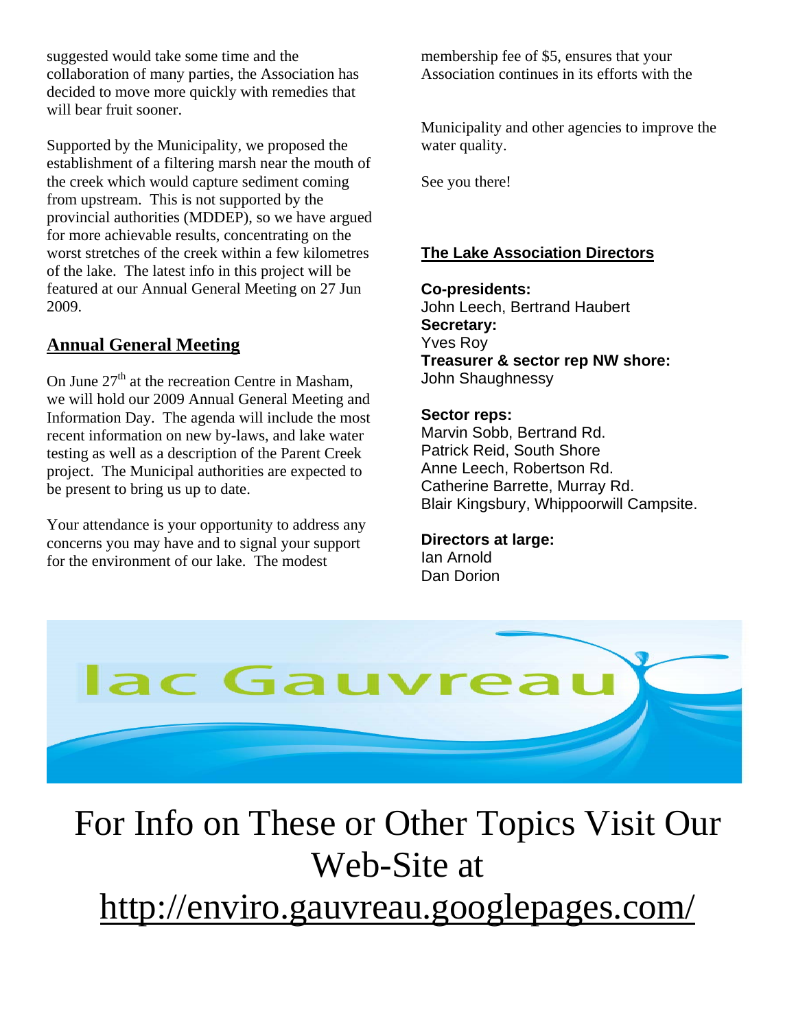suggested would take some time and the collaboration of many parties, the Association has decided to move more quickly with remedies that will bear fruit sooner.

Supported by the Municipality, we proposed the establishment of a filtering marsh near the mouth of the creek which would capture sediment coming from upstream. This is not supported by the provincial authorities (MDDEP), so we have argued for more achievable results, concentrating on the worst stretches of the creek within a few kilometres of the lake. The latest info in this project will be featured at our Annual General Meeting on 27 Jun 2009.

## Annual General Meeting

On June 27th at the recreation Centre in Masham, we will hold our 2009 Annual General Meeting and Information Day. The agenda will include the most recent information on new by-laws, and lake water testing as well as a description of the Parent Creek project. The Municipal authorities are expected to be present to bring us up to date.

Your attendance is your opportunity to address any concerns you may have and to signal your support for the environment of our lake. The modest membership fee of $5, ensures that your Association continues in its efforts with the Municipality and other agencies to improve the water quality.

See you there!

## The Lake Association Directors

**Co-presidents:**
John Leech, Bertrand Haubert
**Secretary:**
Yves Roy
**Treasurer & sector rep NW shore:**
John Shaughnessy

**Sector reps:**
Marvin Sobb, Bertrand Rd.
Patrick Reid, South Shore
Anne Leech, Robertson Rd.
Catherine Barrette, Murray Rd.
Blair Kingsbury, Whippoorwill Campsite.

**Directors at large:**
Ian Arnold
Dan Dorion

lac Gauvreau

# For Info on These or Other Topics Visit Our Web-Site at http://enviro.gauvreau.googlepages.com/